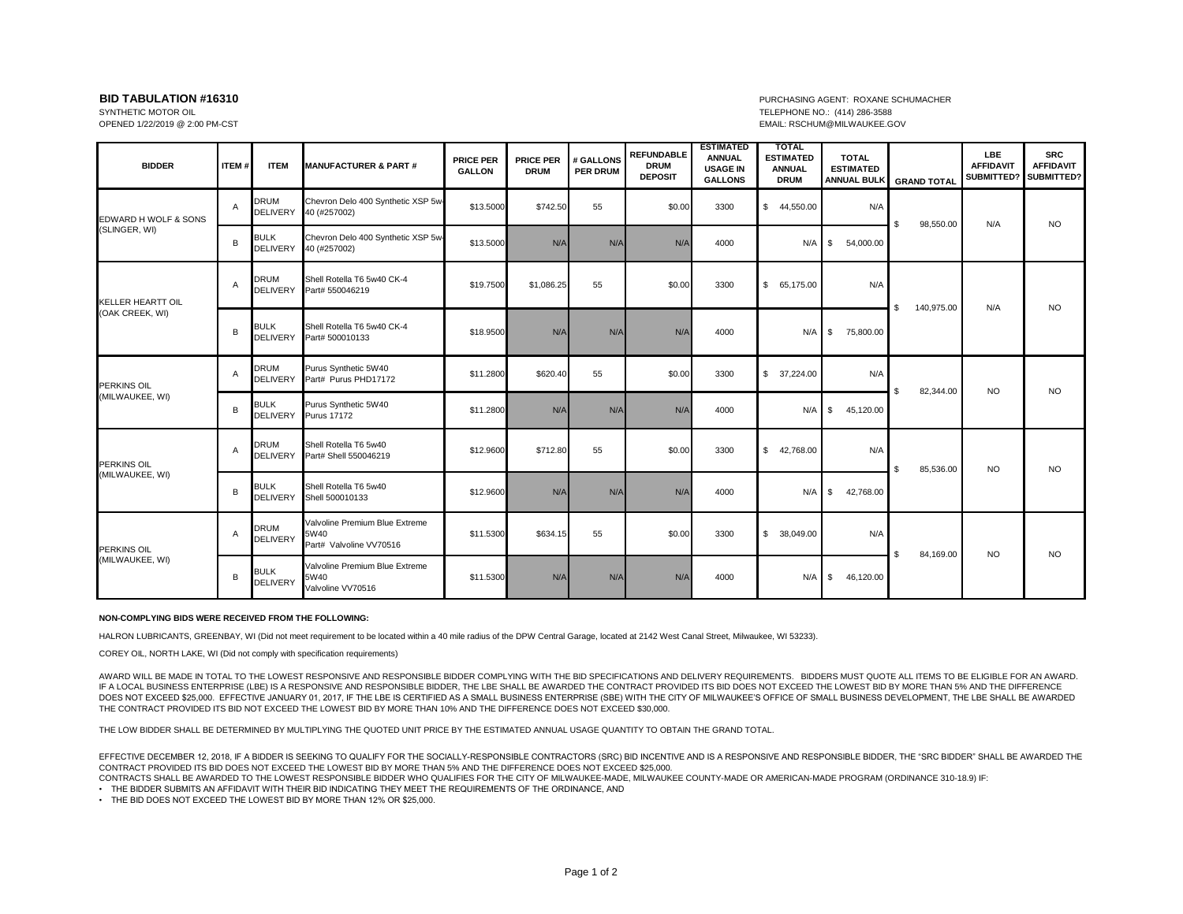**BID TABULATION #16310**
SYNTHETIC MOTOR OIL
OPENED 1/22/2019 @ 2:00 PM-CST

PURCHASING AGENT: ROXANE SCHUMACHER
TELEPHONE NO.: (414) 286-3588
EMAIL: RSCHUM@MILWAUKEE.GOV

| BIDDER | ITEM # | ITEM | MANUFACTURER & PART # | PRICE PER GALLON | PRICE PER DRUM | # GALLONS PER DRUM | REFUNDABLE DRUM DEPOSIT | ESTIMATED ANNUAL USAGE IN GALLONS | TOTAL ESTIMATED ANNUAL DRUM | TOTAL ESTIMATED ANNUAL BULK | GRAND TOTAL | LBE AFFIDAVIT SUBMITTED? | SRC AFFIDAVIT SUBMITTED? |
|---|---|---|---|---|---|---|---|---|---|---|---|---|---|
| EDWARD H WOLF & SONS (SLINGER, WI) | A | DRUM DELIVERY | Chevron Delo 400 Synthetic XSP 5w-40 (#257002) | $13.5000 | $742.50 | 55 | $0.00 | 3300 | $ 44,550.00 | N/A | $ 98,550.00 | N/A | NO |
| | B | BULK DELIVERY | Chevron Delo 400 Synthetic XSP 5w-40 (#257002) | $13.5000 | N/A | N/A | N/A | 4000 | N/A | $ 54,000.00 | | | |
| KELLER HEARTT OIL (OAK CREEK, WI) | A | DRUM DELIVERY | Shell Rotella T6 5w40 CK-4 Part# 550046219 | $19.7500 | $1,086.25 | 55 | $0.00 | 3300 | $ 65,175.00 | N/A | $ 140,975.00 | N/A | NO |
| | B | BULK DELIVERY | Shell Rotella T6 5w40 CK-4 Part# 500010133 | $18.9500 | N/A | N/A | N/A | 4000 | N/A | $ 75,800.00 | | | |
| PERKINS OIL (MILWAUKEE, WI) | A | DRUM DELIVERY | Purus Synthetic 5W40 Part# Purus PHD17172 | $11.2800 | $620.40 | 55 | $0.00 | 3300 | $ 37,224.00 | N/A | $ 82,344.00 | NO | NO |
| | B | BULK DELIVERY | Purus Synthetic 5W40 Purus 17172 | $11.2800 | N/A | N/A | N/A | 4000 | N/A | $ 45,120.00 | | | |
| PERKINS OIL (MILWAUKEE, WI) | A | DRUM DELIVERY | Shell Rotella T6 5w40 Part# Shell 550046219 | $12.9600 | $712.80 | 55 | $0.00 | 3300 | $ 42,768.00 | N/A | $ 85,536.00 | NO | NO |
| | B | BULK DELIVERY | Shell Rotella T6 5w40 Shell 500010133 | $12.9600 | N/A | N/A | N/A | 4000 | N/A | $ 42,768.00 | | | |
| PERKINS OIL (MILWAUKEE, WI) | A | DRUM DELIVERY | Valvoline Premium Blue Extreme 5W40 Part# Valvoline VV70516 | $11.5300 | $634.15 | 55 | $0.00 | 3300 | $ 38,049.00 | N/A | $ 84,169.00 | NO | NO |
| | B | BULK DELIVERY | Valvoline Premium Blue Extreme 5W40 Valvoline VV70516 | $11.5300 | N/A | N/A | N/A | 4000 | N/A | $ 46,120.00 | | | |

**NON-COMPLYING BIDS WERE RECEIVED FROM THE FOLLOWING:**

HALRON LUBRICANTS, GREENBAY, WI (Did not meet requirement to be located within a 40 mile radius of the DPW Central Garage, located at 2142 West Canal Street, Milwaukee, WI 53233).

COREY OIL, NORTH LAKE, WI (Did not comply with specification requirements)

AWARD WILL BE MADE IN TOTAL TO THE LOWEST RESPONSIVE AND RESPONSIBLE BIDDER COMPLYING WITH THE BID SPECIFICATIONS AND DELIVERY REQUIREMENTS. BIDDERS MUST QUOTE ALL ITEMS TO BE ELIGIBLE FOR AN AWARD. IF A LOCAL BUSINESS ENTERPRISE (LBE) IS A RESPONSIVE AND RESPONSIBLE BIDDER, THE LBE SHALL BE AWARDED THE CONTRACT PROVIDED ITS BID DOES NOT EXCEED THE LOWEST BID BY MORE THAN 5% AND THE DIFFERENCE DOES NOT EXCEED $25,000. EFFECTIVE JANUARY 01, 2017, IF THE LBE IS CERTIFIED AS A SMALL BUSINESS ENTERPRISE (SBE) WITH THE CITY OF MILWAUKEE'S OFFICE OF SMALL BUSINESS DEVELOPMENT, THE LBE SHALL BE AWARDED THE CONTRACT PROVIDED ITS BID DOES NOT EXCEED THE LOWEST BID BY MORE THAN 10% AND THE DIFFERENCE DOES NOT EXCEED $30,000.

THE LOW BIDDER SHALL BE DETERMINED BY MULTIPLYING THE QUOTED UNIT PRICE BY THE ESTIMATED ANNUAL USAGE QUANTITY TO OBTAIN THE GRAND TOTAL.

EFFECTIVE DECEMBER 12, 2018, IF A BIDDER IS SEEKING TO QUALIFY FOR THE SOCIALLY-RESPONSIBLE CONTRACTORS (SRC) BID INCENTIVE AND IS A RESPONSIVE AND RESPONSIBLE BIDDER, THE "SRC BIDDER" SHALL BE AWARDED THE CONTRACT PROVIDED ITS BID DOES NOT EXCEED THE LOWEST BID BY MORE THAN 5% AND THE DIFFERENCE DOES NOT EXCEED $25,000.
CONTRACTS SHALL BE AWARDED TO THE LOWEST RESPONSIBLE BIDDER WHO QUALIFIES FOR THE CITY OF MILWAUKEE-MADE, MILWAUKEE COUNTY-MADE OR AMERICAN-MADE PROGRAM (ORDINANCE 310-18.9) IF:

- THE BIDDER SUBMITS AN AFFIDAVIT WITH THEIR BID INDICATING THEY MEET THE REQUIREMENTS OF THE ORDINANCE, AND
- THE BID DOES NOT EXCEED THE LOWEST BID BY MORE THAN 12% OR $25,000.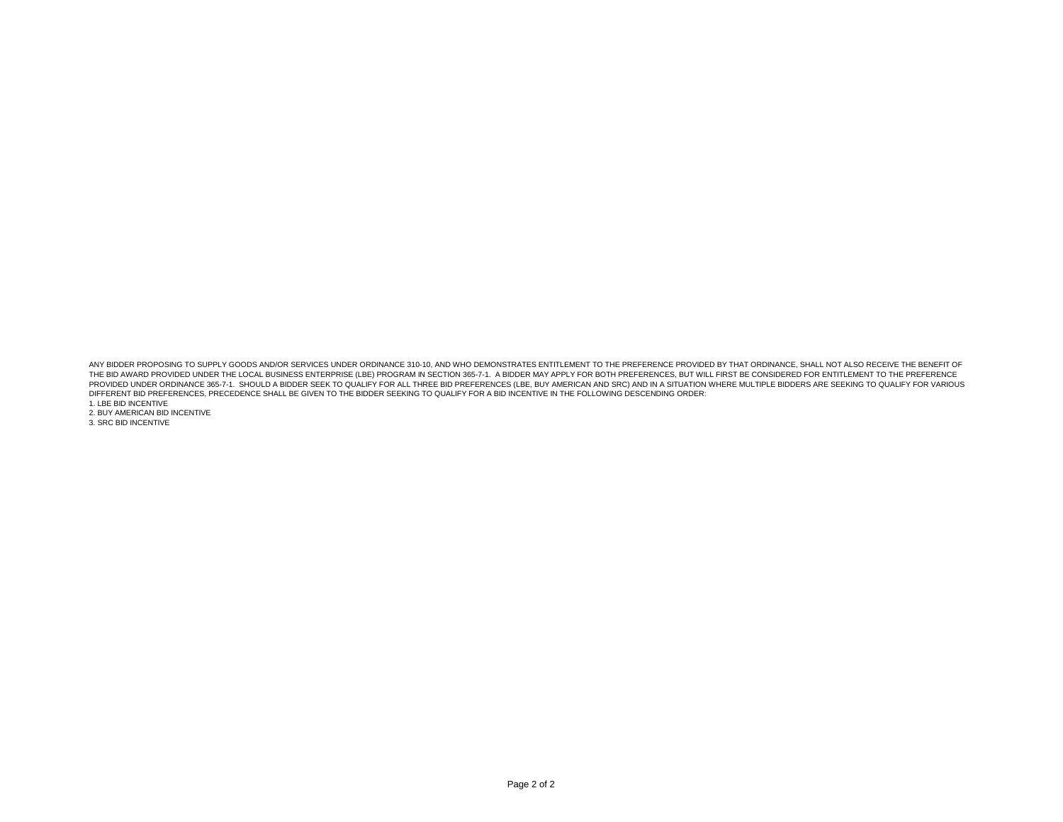ANY BIDDER PROPOSING TO SUPPLY GOODS AND/OR SERVICES UNDER ORDINANCE 310-10, AND WHO DEMONSTRATES ENTITLEMENT TO THE PREFERENCE PROVIDED BY THAT ORDINANCE, SHALL NOT ALSO RECEIVE THE BENEFIT OF THE BID AWARD PROVIDED UNDER THE LOCAL BUSINESS ENTERPRISE (LBE) PROGRAM IN SECTION 365-7-1. A BIDDER MAY APPLY FOR BOTH PREFERENCES, BUT WILL FIRST BE CONSIDERED FOR ENTITLEMENT TO THE PREFERENCE PROVIDED UNDER ORDINANCE 365-7-1. SHOULD A BIDDER SEEK TO QUALIFY FOR ALL THREE BID PREFERENCES (LBE, BUY AMERICAN AND SRC) AND IN A SITUATION WHERE MULTIPLE BIDDERS ARE SEEKING TO QUALIFY FOR VARIOUS DIFFERENT BID PREFERENCES, PRECEDENCE SHALL BE GIVEN TO THE BIDDER SEEKING TO QUALIFY FOR A BID INCENTIVE IN THE FOLLOWING DESCENDING ORDER:

1. LBE BID INCENTIVE
2. BUY AMERICAN BID INCENTIVE
3. SRC BID INCENTIVE